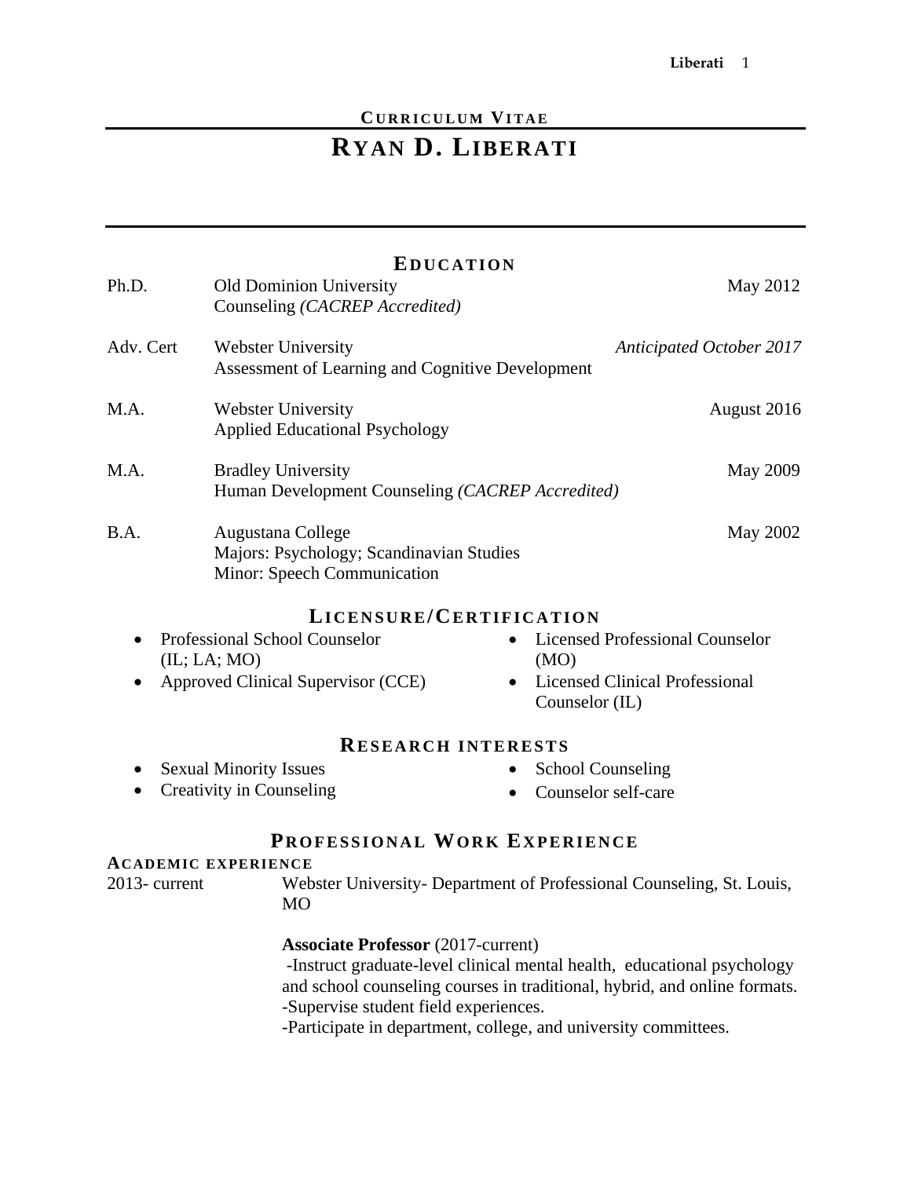CURRICULUM VITAE

# RYAN D. LIBERATI

## EDUCATION

| | | |
|---|---|---|
| Ph.D. | Old Dominion University<br>Counseling *(CACREP Accredited)* | May 2012 |
| Adv. Cert | Webster University<br>Assessment of Learning and Cognitive Development | *Anticipated October 2017* |
| M.A. | Webster University<br>Applied Educational Psychology | August 2016 |
| M.A. | Bradley University<br>Human Development Counseling *(CACREP Accredited)* | May 2009 |
| B.A. | Augustana College<br>Majors: Psychology; Scandinavian Studies<br>Minor: Speech Communication | May 2002 |

## LICENSURE/CERTIFICATION

- Professional School Counselor (IL; LA; MO)
- Approved Clinical Supervisor (CCE)
- Licensed Professional Counselor (MO)
- Licensed Clinical Professional Counselor (IL)

## RESEARCH INTERESTS

- Sexual Minority Issues
- Creativity in Counseling
- School Counseling
- Counselor self-care

## PROFESSIONAL WORK EXPERIENCE

### ACADEMIC EXPERIENCE

2013- current — Webster University- Department of Professional Counseling, St. Louis, MO

**Associate Professor** (2017-current)
-Instruct graduate-level clinical mental health, educational psychology and school counseling courses in traditional, hybrid, and online formats.
-Supervise student field experiences.
-Participate in department, college, and university committees.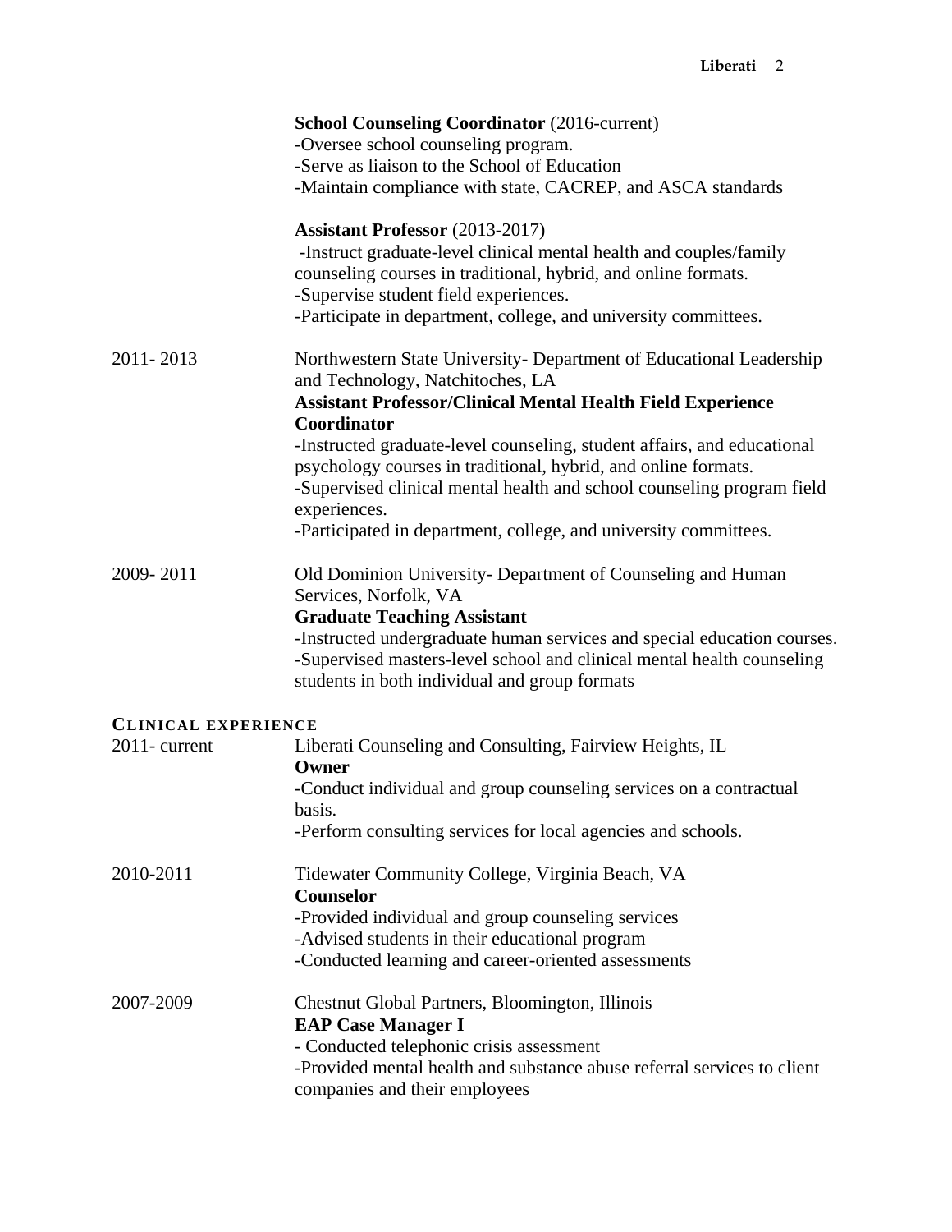**School Counseling Coordinator** (2016-current)
-Oversee school counseling program.
-Serve as liaison to the School of Education
-Maintain compliance with state, CACREP, and ASCA standards

**Assistant Professor** (2013-2017)
-Instruct graduate-level clinical mental health and couples/family counseling courses in traditional, hybrid, and online formats.
-Supervise student field experiences.
-Participate in department, college, and university committees.

2011- 2013
Northwestern State University- Department of Educational Leadership and Technology, Natchitoches, LA
**Assistant Professor/Clinical Mental Health Field Experience Coordinator**
-Instructed graduate-level counseling, student affairs, and educational psychology courses in traditional, hybrid, and online formats.
-Supervised clinical mental health and school counseling program field experiences.
-Participated in department, college, and university committees.

2009- 2011
Old Dominion University- Department of Counseling and Human Services, Norfolk, VA
**Graduate Teaching Assistant**
-Instructed undergraduate human services and special education courses.
-Supervised masters-level school and clinical mental health counseling students in both individual and group formats

## CLINICAL EXPERIENCE

2011- current
Liberati Counseling and Consulting, Fairview Heights, IL
**Owner**
-Conduct individual and group counseling services on a contractual basis.
-Perform consulting services for local agencies and schools.

2010-2011
Tidewater Community College, Virginia Beach, VA
**Counselor**
-Provided individual and group counseling services
-Advised students in their educational program
-Conducted learning and career-oriented assessments

2007-2009
Chestnut Global Partners, Bloomington, Illinois
**EAP Case Manager I**
- Conducted telephonic crisis assessment
-Provided mental health and substance abuse referral services to client companies and their employees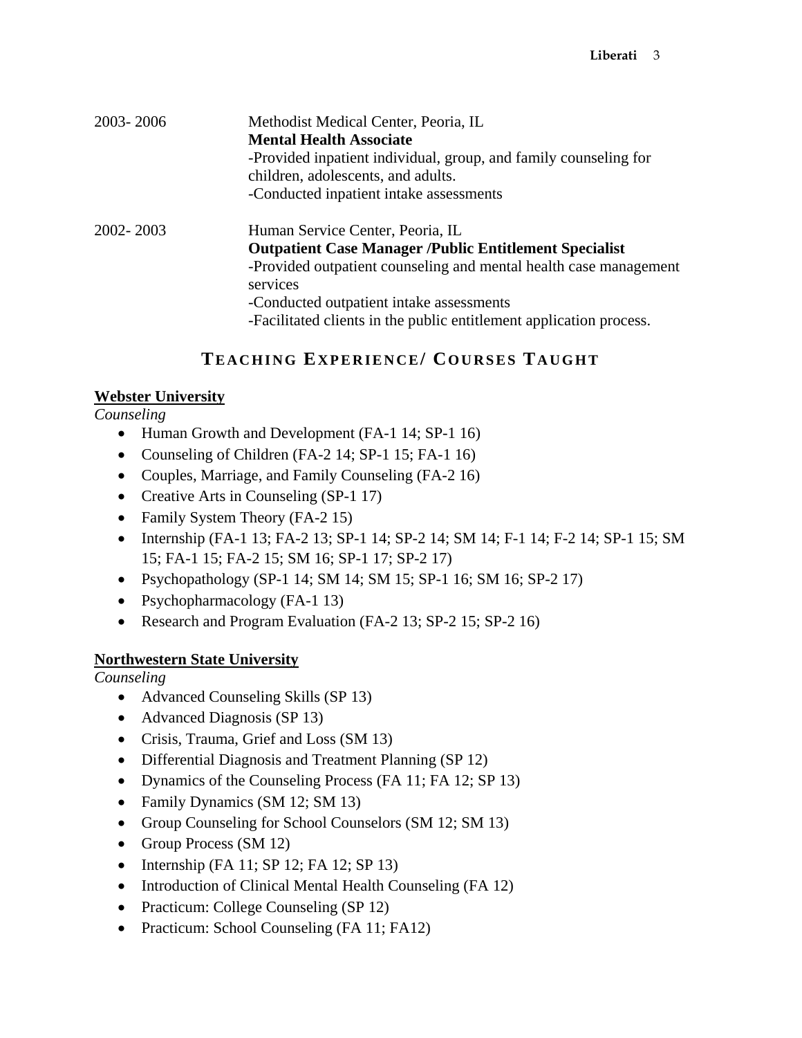2003- 2006 Methodist Medical Center, Peoria, IL
**Mental Health Associate**
-Provided inpatient individual, group, and family counseling for children, adolescents, and adults.
-Conducted inpatient intake assessments

2002- 2003 Human Service Center, Peoria, IL
**Outpatient Case Manager /Public Entitlement Specialist**
-Provided outpatient counseling and mental health case management services
-Conducted outpatient intake assessments
-Facilitated clients in the public entitlement application process.

## TEACHING EXPERIENCE/ COURSES TAUGHT

**Webster University**
*Counseling*

- Human Growth and Development (FA-1 14; SP-1 16)
- Counseling of Children (FA-2 14; SP-1 15; FA-1 16)
- Couples, Marriage, and Family Counseling (FA-2 16)
- Creative Arts in Counseling (SP-1 17)
- Family System Theory (FA-2 15)
- Internship (FA-1 13; FA-2 13; SP-1 14; SP-2 14; SM 14; F-1 14; F-2 14; SP-1 15; SM 15; FA-1 15; FA-2 15; SM 16; SP-1 17; SP-2 17)
- Psychopathology (SP-1 14; SM 14; SM 15; SP-1 16; SM 16; SP-2 17)
- Psychopharmacology (FA-1 13)
- Research and Program Evaluation (FA-2 13; SP-2 15; SP-2 16)

**Northwestern State University**
*Counseling*

- Advanced Counseling Skills (SP 13)
- Advanced Diagnosis (SP 13)
- Crisis, Trauma, Grief and Loss (SM 13)
- Differential Diagnosis and Treatment Planning (SP 12)
- Dynamics of the Counseling Process (FA 11; FA 12; SP 13)
- Family Dynamics (SM 12; SM 13)
- Group Counseling for School Counselors (SM 12; SM 13)
- Group Process (SM 12)
- Internship (FA 11; SP 12; FA 12; SP 13)
- Introduction of Clinical Mental Health Counseling (FA 12)
- Practicum: College Counseling (SP 12)
- Practicum: School Counseling (FA 11; FA12)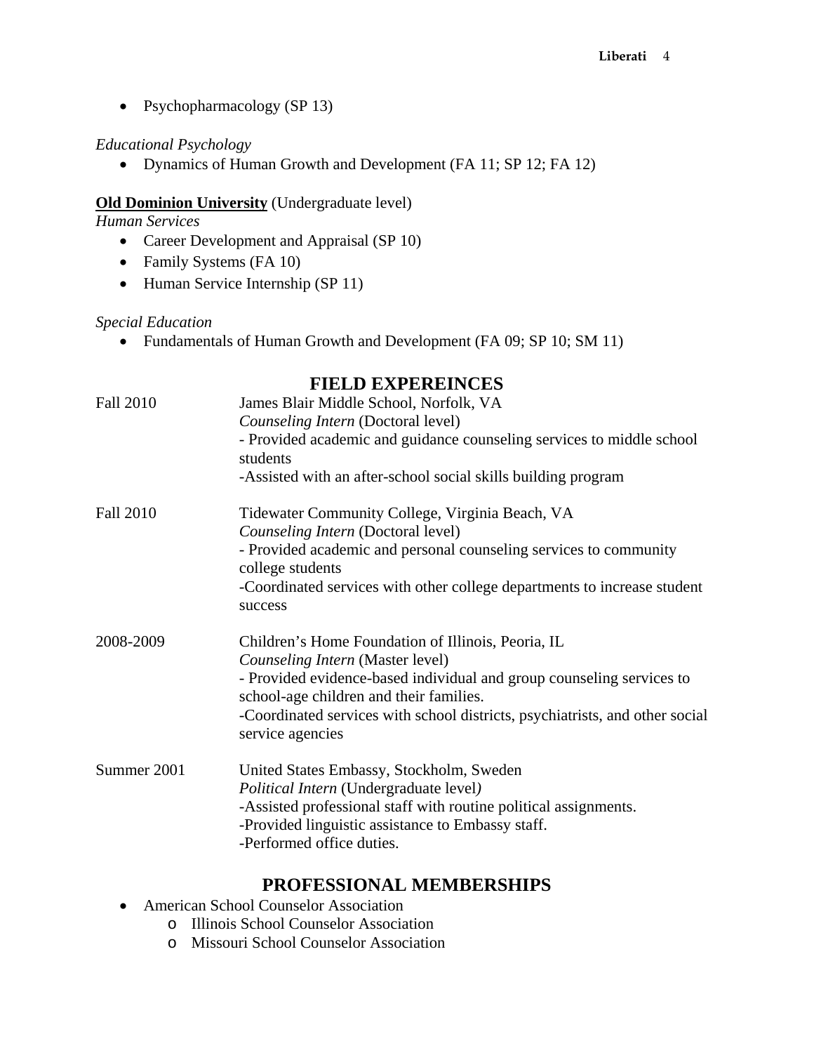- Psychopharmacology (SP 13)

*Educational Psychology*

- Dynamics of Human Growth and Development (FA 11; SP 12; FA 12)

**Old Dominion University** (Undergraduate level)

*Human Services*

- Career Development and Appraisal (SP 10)
- Family Systems (FA 10)
- Human Service Internship (SP 11)

*Special Education*

- Fundamentals of Human Growth and Development (FA 09; SP 10; SM 11)

## FIELD EXPEREINCES

**Fall 2010** — James Blair Middle School, Norfolk, VA
*Counseling Intern* (Doctoral level)
- Provided academic and guidance counseling services to middle school students
- Assisted with an after-school social skills building program

**Fall 2010** — Tidewater Community College, Virginia Beach, VA
*Counseling Intern* (Doctoral level)
- Provided academic and personal counseling services to community college students
- Coordinated services with other college departments to increase student success

**2008-2009** — Children's Home Foundation of Illinois, Peoria, IL
*Counseling Intern* (Master level)
- Provided evidence-based individual and group counseling services to school-age children and their families.
- Coordinated services with school districts, psychiatrists, and other social service agencies

**Summer 2001** — United States Embassy, Stockholm, Sweden
*Political Intern* (Undergraduate level)
- Assisted professional staff with routine political assignments.
- Provided linguistic assistance to Embassy staff.
- Performed office duties.

## PROFESSIONAL MEMBERSHIPS

- American School Counselor Association
  - Illinois School Counselor Association
  - Missouri School Counselor Association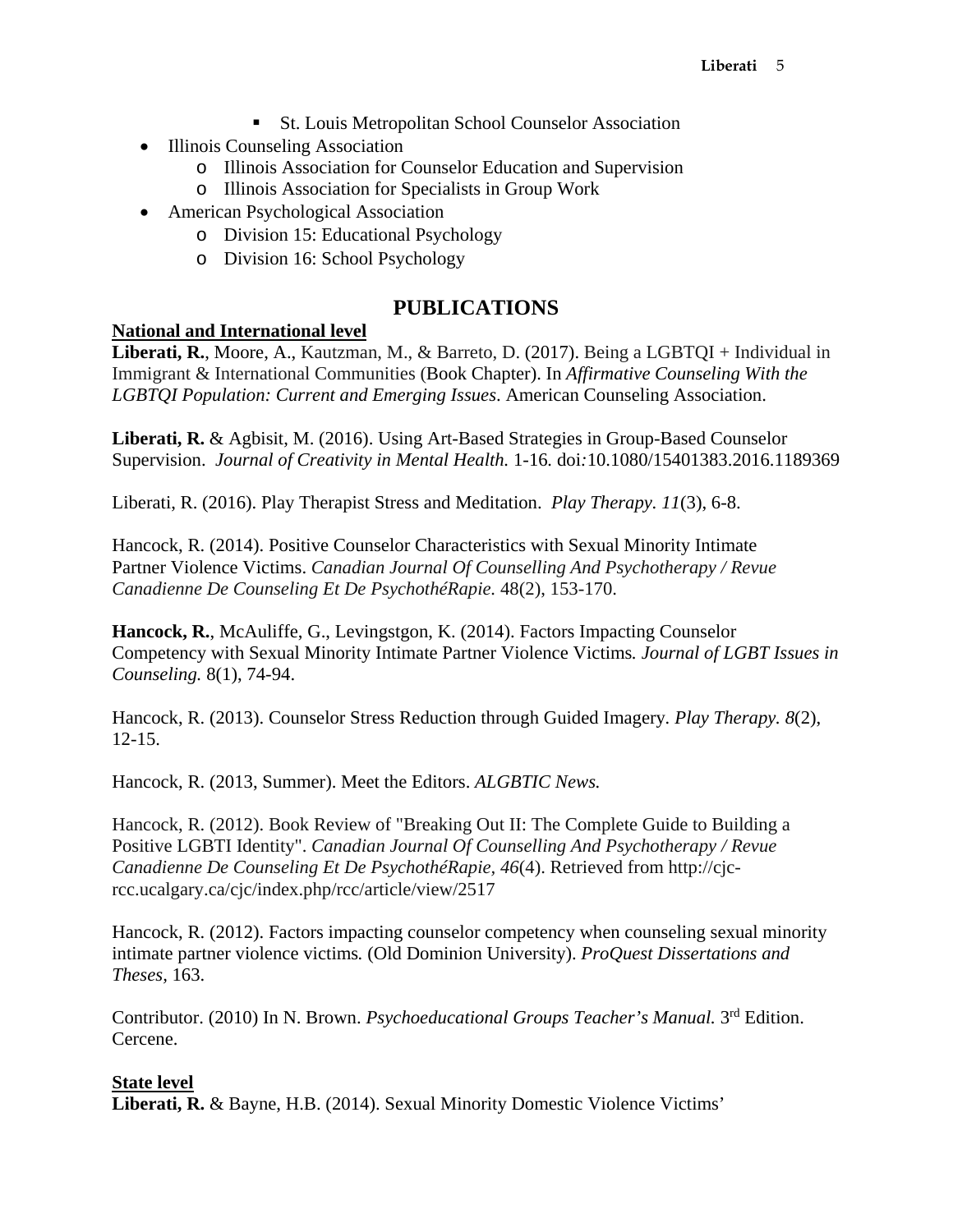- St. Louis Metropolitan School Counselor Association
- Illinois Counseling Association
  - Illinois Association for Counselor Education and Supervision
  - Illinois Association for Specialists in Group Work
- American Psychological Association
  - Division 15: Educational Psychology
  - Division 16: School Psychology

## PUBLICATIONS

**National and International level**

**Liberati, R.**, Moore, A., Kautzman, M., & Barreto, D. (2017). Being a LGBTQI + Individual in Immigrant & International Communities (Book Chapter). In *Affirmative Counseling With the LGBTQI Population: Current and Emerging Issues*. American Counseling Association.

**Liberati, R.** & Agbisit, M. (2016). Using Art-Based Strategies in Group-Based Counselor Supervision. *Journal of Creativity in Mental Health.* 1-16. doi:10.1080/15401383.2016.1189369

Liberati, R. (2016). Play Therapist Stress and Meditation. *Play Therapy. 11*(3), 6-8.

Hancock, R. (2014). Positive Counselor Characteristics with Sexual Minority Intimate Partner Violence Victims. *Canadian Journal Of Counselling And Psychotherapy / Revue Canadienne De Counseling Et De PsychothéRapie.* 48(2), 153-170.

**Hancock, R.**, McAuliffe, G., Levingstgon, K. (2014). Factors Impacting Counselor Competency with Sexual Minority Intimate Partner Violence Victims*. Journal of LGBT Issues in Counseling.* 8(1), 74-94.

Hancock, R. (2013). Counselor Stress Reduction through Guided Imagery. *Play Therapy. 8*(2), 12-15.

Hancock, R. (2013, Summer). Meet the Editors. *ALGBTIC News.*

Hancock, R. (2012). Book Review of "Breaking Out II: The Complete Guide to Building a Positive LGBTI Identity". *Canadian Journal Of Counselling And Psychotherapy / Revue Canadienne De Counseling Et De PsychothéRapie, 46*(4). Retrieved from http://cjc-rcc.ucalgary.ca/cjc/index.php/rcc/article/view/2517

Hancock, R. (2012). Factors impacting counselor competency when counseling sexual minority intimate partner violence victims*.* (Old Dominion University). *ProQuest Dissertations and Theses,* 163.

Contributor. (2010) In N. Brown. *Psychoeducational Groups Teacher's Manual.* 3rd Edition. Cercene.

**State level**

**Liberati, R.** & Bayne, H.B. (2014). Sexual Minority Domestic Violence Victims'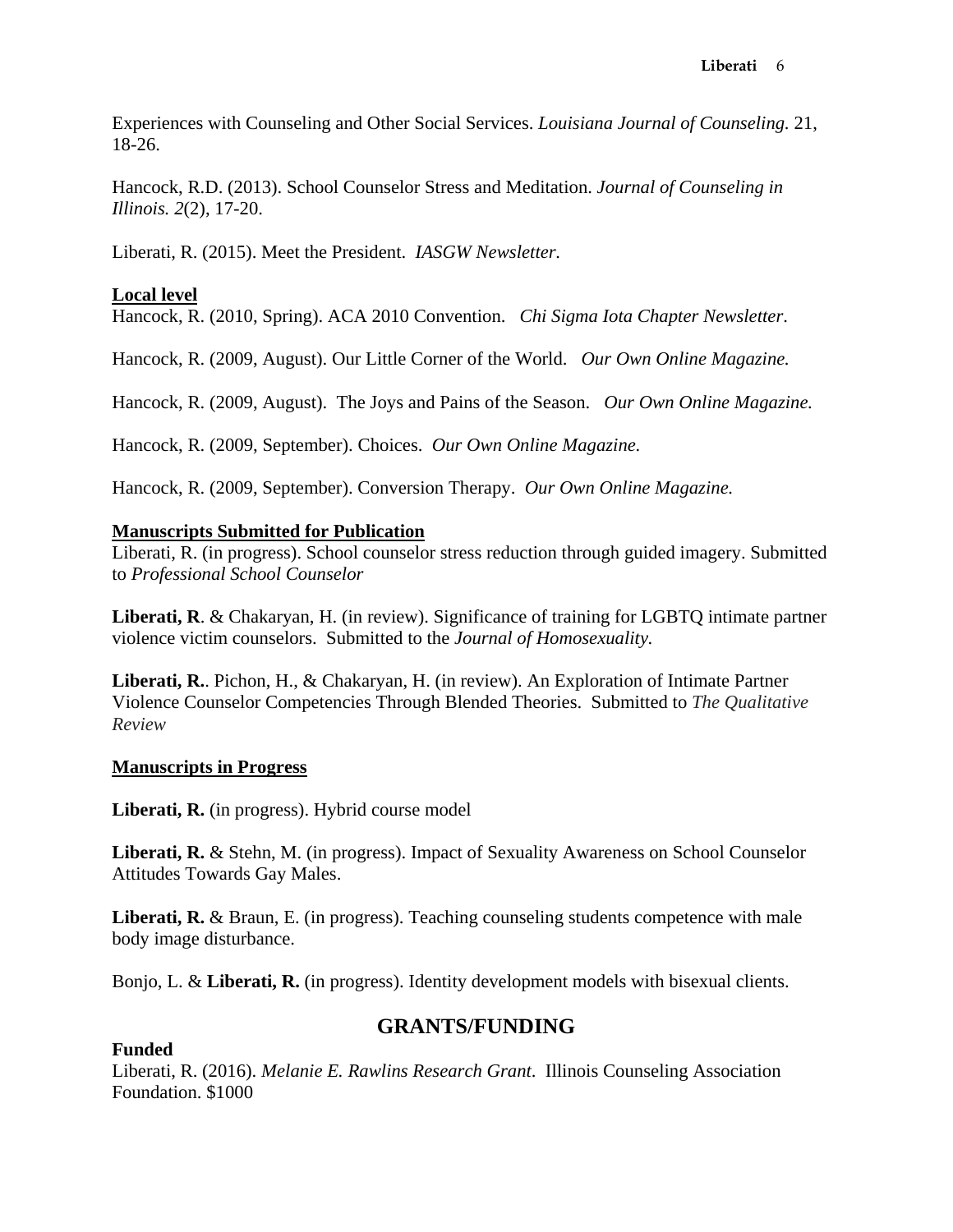Experiences with Counseling and Other Social Services. *Louisiana Journal of Counseling.* 21, 18-26.

Hancock, R.D. (2013). School Counselor Stress and Meditation. *Journal of Counseling in Illinois. 2*(2), 17-20.

Liberati, R. (2015). Meet the President. *IASGW Newsletter.*

**Local level**

Hancock, R. (2010, Spring). ACA 2010 Convention. *Chi Sigma Iota Chapter Newsletter.*

Hancock, R. (2009, August). Our Little Corner of the World. *Our Own Online Magazine.*

Hancock, R. (2009, August). The Joys and Pains of the Season. *Our Own Online Magazine.*

Hancock, R. (2009, September). Choices. *Our Own Online Magazine.*

Hancock, R. (2009, September). Conversion Therapy. *Our Own Online Magazine.*

**Manuscripts Submitted for Publication**

Liberati, R. (in progress). School counselor stress reduction through guided imagery. Submitted to *Professional School Counselor*

**Liberati, R**. & Chakaryan, H. (in review). Significance of training for LGBTQ intimate partner violence victim counselors. Submitted to the *Journal of Homosexuality.*

**Liberati, R.**. Pichon, H., & Chakaryan, H. (in review). An Exploration of Intimate Partner Violence Counselor Competencies Through Blended Theories. Submitted to *The Qualitative Review*

**Manuscripts in Progress**

**Liberati, R.** (in progress). Hybrid course model

**Liberati, R.** & Stehn, M. (in progress). Impact of Sexuality Awareness on School Counselor Attitudes Towards Gay Males.

**Liberati, R.** & Braun, E. (in progress). Teaching counseling students competence with male body image disturbance.

Bonjo, L. & **Liberati, R.** (in progress). Identity development models with bisexual clients.

## GRANTS/FUNDING

**Funded**

Liberati, R. (2016). *Melanie E. Rawlins Research Grant*. Illinois Counseling Association Foundation. $1000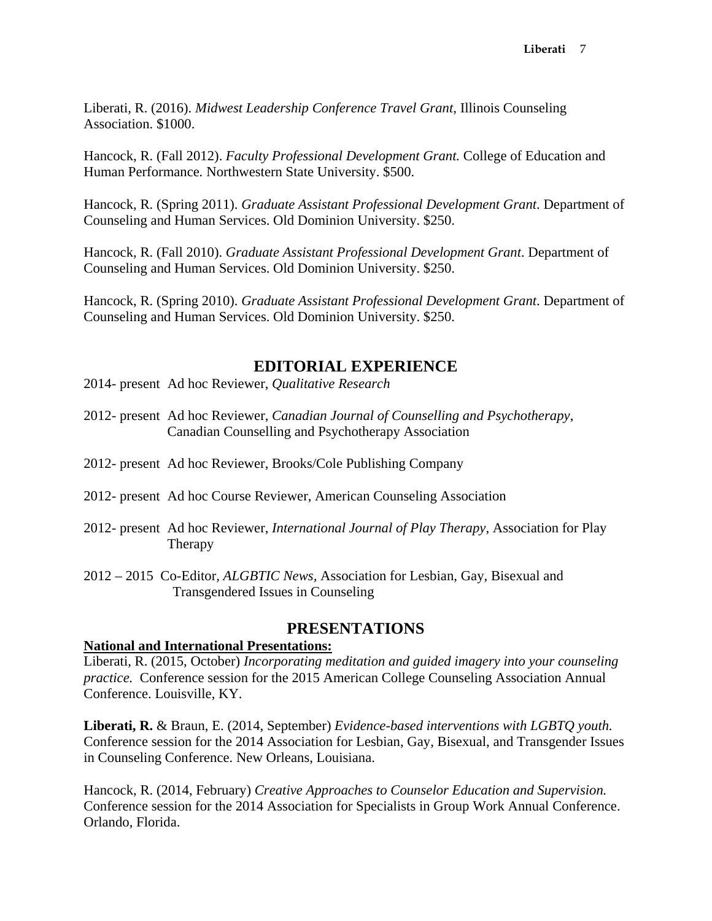Liberati, R. (2016). *Midwest Leadership Conference Travel Grant*, Illinois Counseling Association. $1000.

Hancock, R. (Fall 2012). *Faculty Professional Development Grant.* College of Education and Human Performance. Northwestern State University. $500.

Hancock, R. (Spring 2011). *Graduate Assistant Professional Development Grant*. Department of Counseling and Human Services. Old Dominion University. $250.

Hancock, R. (Fall 2010). *Graduate Assistant Professional Development Grant*. Department of Counseling and Human Services. Old Dominion University. $250.

Hancock, R. (Spring 2010). *Graduate Assistant Professional Development Grant*. Department of Counseling and Human Services. Old Dominion University. $250.

## EDITORIAL EXPERIENCE

2014- present Ad hoc Reviewer, *Qualitative Research*

2012- present Ad hoc Reviewer, *Canadian Journal of Counselling and Psychotherapy*, Canadian Counselling and Psychotherapy Association

2012- present Ad hoc Reviewer, Brooks/Cole Publishing Company

2012- present Ad hoc Course Reviewer, American Counseling Association

2012- present Ad hoc Reviewer, *International Journal of Play Therapy*, Association for Play Therapy

2012 – 2015 Co-Editor, *ALGBTIC News*, Association for Lesbian, Gay, Bisexual and Transgendered Issues in Counseling

## PRESENTATIONS

**National and International Presentations:**

Liberati, R. (2015, October) *Incorporating meditation and guided imagery into your counseling practice.* Conference session for the 2015 American College Counseling Association Annual Conference. Louisville, KY.

**Liberati, R.** & Braun, E. (2014, September) *Evidence-based interventions with LGBTQ youth.* Conference session for the 2014 Association for Lesbian, Gay, Bisexual, and Transgender Issues in Counseling Conference. New Orleans, Louisiana.

Hancock, R. (2014, February) *Creative Approaches to Counselor Education and Supervision.* Conference session for the 2014 Association for Specialists in Group Work Annual Conference. Orlando, Florida.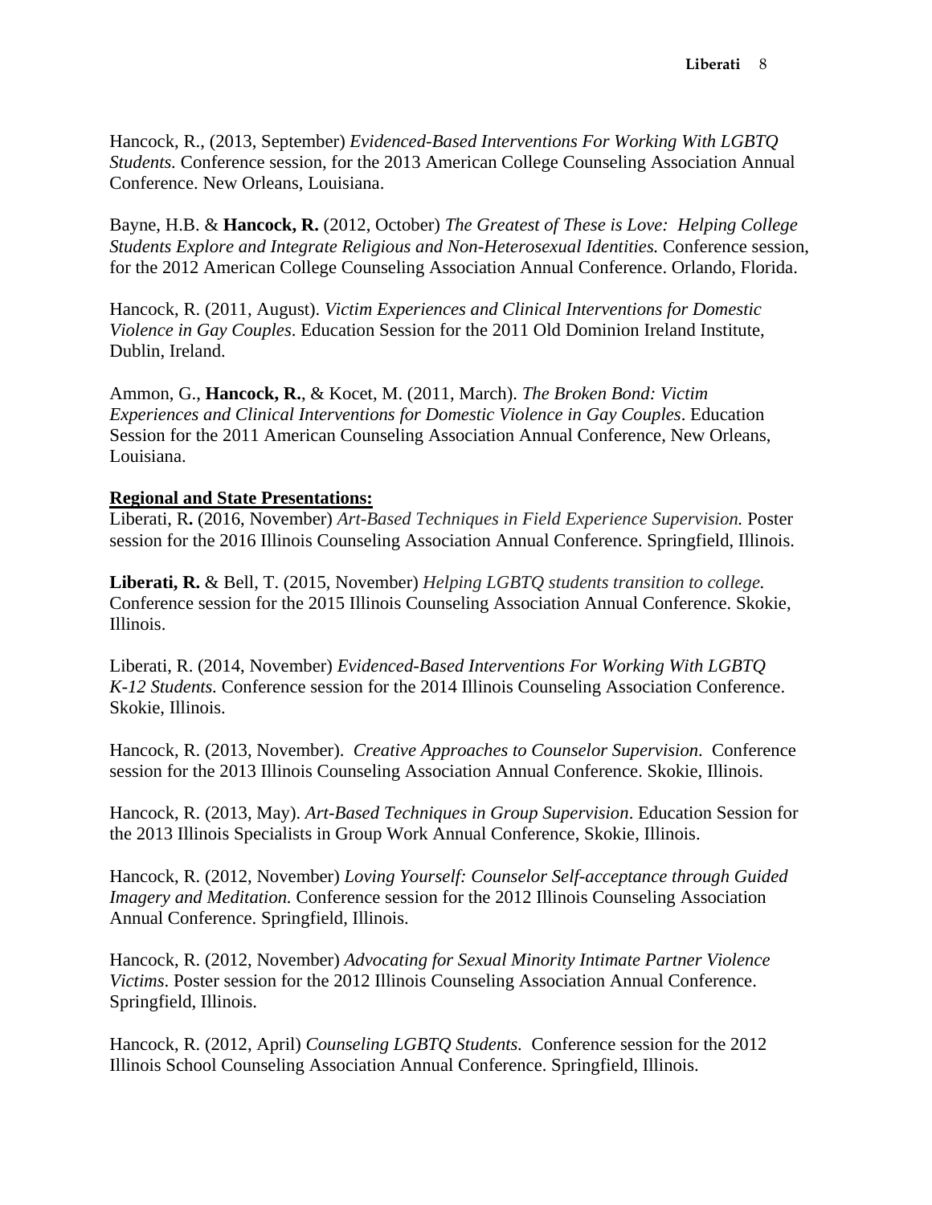Hancock, R., (2013, September) *Evidenced-Based Interventions For Working With LGBTQ Students*. Conference session, for the 2013 American College Counseling Association Annual Conference. New Orleans, Louisiana.

Bayne, H.B. & **Hancock, R.** (2012, October) *The Greatest of These is Love: Helping College Students Explore and Integrate Religious and Non-Heterosexual Identities.* Conference session, for the 2012 American College Counseling Association Annual Conference. Orlando, Florida.

Hancock, R. (2011, August). *Victim Experiences and Clinical Interventions for Domestic Violence in Gay Couples*. Education Session for the 2011 Old Dominion Ireland Institute, Dublin, Ireland.

Ammon, G., **Hancock, R.**, & Kocet, M. (2011, March). *The Broken Bond: Victim Experiences and Clinical Interventions for Domestic Violence in Gay Couples*. Education Session for the 2011 American Counseling Association Annual Conference, New Orleans, Louisiana.

**Regional and State Presentations:**

Liberati, R**.** (2016, November) *Art-Based Techniques in Field Experience Supervision.* Poster session for the 2016 Illinois Counseling Association Annual Conference. Springfield, Illinois.

**Liberati, R.** & Bell, T. (2015, November) *Helping LGBTQ students transition to college.* Conference session for the 2015 Illinois Counseling Association Annual Conference. Skokie, Illinois.

Liberati, R. (2014, November) *Evidenced-Based Interventions For Working With LGBTQ K-12 Students.* Conference session for the 2014 Illinois Counseling Association Conference. Skokie, Illinois.

Hancock, R. (2013, November). *Creative Approaches to Counselor Supervision*. Conference session for the 2013 Illinois Counseling Association Annual Conference. Skokie, Illinois.

Hancock, R. (2013, May). *Art-Based Techniques in Group Supervision*. Education Session for the 2013 Illinois Specialists in Group Work Annual Conference, Skokie, Illinois.

Hancock, R. (2012, November) *Loving Yourself: Counselor Self-acceptance through Guided Imagery and Meditation.* Conference session for the 2012 Illinois Counseling Association Annual Conference. Springfield, Illinois.

Hancock, R. (2012, November) *Advocating for Sexual Minority Intimate Partner Violence Victims*. Poster session for the 2012 Illinois Counseling Association Annual Conference. Springfield, Illinois.

Hancock, R. (2012, April) *Counseling LGBTQ Students.* Conference session for the 2012 Illinois School Counseling Association Annual Conference. Springfield, Illinois.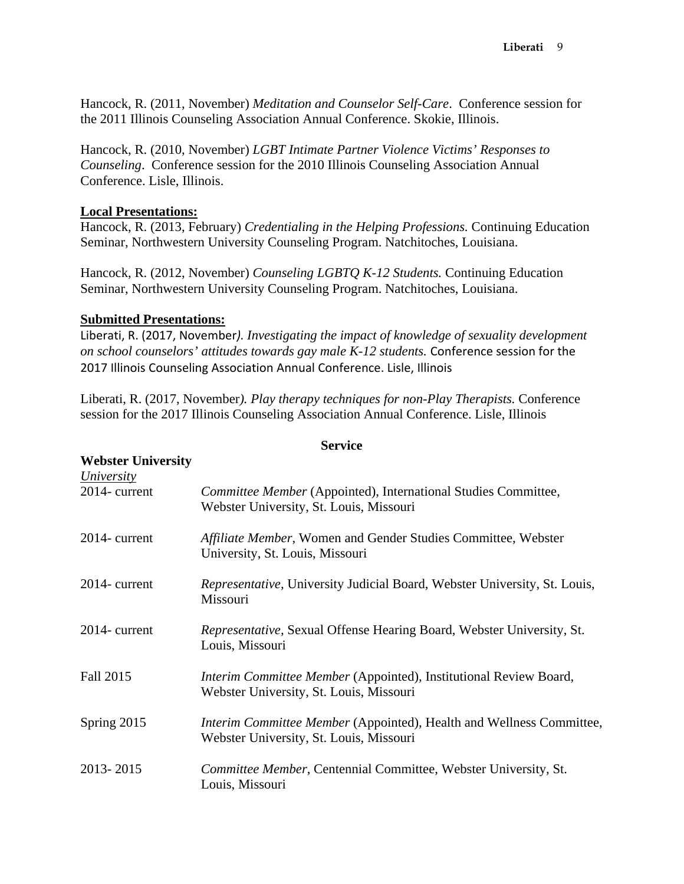Hancock, R. (2011, November) *Meditation and Counselor Self-Care*. Conference session for the 2011 Illinois Counseling Association Annual Conference. Skokie, Illinois.

Hancock, R. (2010, November) *LGBT Intimate Partner Violence Victims' Responses to Counseling*. Conference session for the 2010 Illinois Counseling Association Annual Conference. Lisle, Illinois.

**Local Presentations:**

Hancock, R. (2013, February) *Credentialing in the Helping Professions.* Continuing Education Seminar, Northwestern University Counseling Program. Natchitoches, Louisiana.

Hancock, R. (2012, November) *Counseling LGBTQ K-12 Students.* Continuing Education Seminar, Northwestern University Counseling Program. Natchitoches, Louisiana.

**Submitted Presentations:**

Liberati, R. (2017, November*). Investigating the impact of knowledge of sexuality development on school counselors' attitudes towards gay male K-12 students.* Conference session for the 2017 Illinois Counseling Association Annual Conference. Lisle, Illinois

Liberati, R. (2017, November*). Play therapy techniques for non-Play Therapists.* Conference session for the 2017 Illinois Counseling Association Annual Conference. Lisle, Illinois

## Service

**Webster University**

*University*

2014- current *Committee Member* (Appointed), International Studies Committee, Webster University, St. Louis, Missouri

2014- current *Affiliate Member*, Women and Gender Studies Committee, Webster University, St. Louis, Missouri

2014- current *Representative*, University Judicial Board, Webster University, St. Louis, Missouri

2014- current *Representative*, Sexual Offense Hearing Board, Webster University, St. Louis, Missouri

Fall 2015 *Interim Committee Member* (Appointed), Institutional Review Board, Webster University, St. Louis, Missouri

Spring 2015 *Interim Committee Member* (Appointed), Health and Wellness Committee, Webster University, St. Louis, Missouri

2013- 2015 *Committee Member*, Centennial Committee, Webster University, St. Louis, Missouri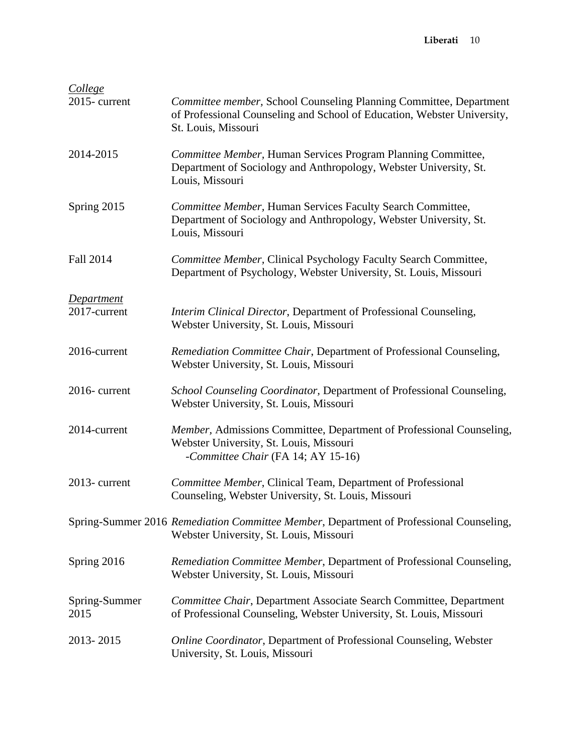*College*

2015- current — *Committee member,* School Counseling Planning Committee, Department of Professional Counseling and School of Education, Webster University, St. Louis, Missouri

2014-2015 — *Committee Member,* Human Services Program Planning Committee, Department of Sociology and Anthropology, Webster University, St. Louis, Missouri

Spring 2015 — *Committee Member,* Human Services Faculty Search Committee, Department of Sociology and Anthropology, Webster University, St. Louis, Missouri

Fall 2014 — *Committee Member,* Clinical Psychology Faculty Search Committee, Department of Psychology, Webster University, St. Louis, Missouri

*Department*

2017-current — *Interim Clinical Director*, Department of Professional Counseling, Webster University, St. Louis, Missouri

2016-current — *Remediation Committee Chair*, Department of Professional Counseling, Webster University, St. Louis, Missouri

2016- current — *School Counseling Coordinator*, Department of Professional Counseling, Webster University, St. Louis, Missouri

2014-current — *Member,* Admissions Committee, Department of Professional Counseling, Webster University, St. Louis, Missouri
- *Committee Chair* (FA 14; AY 15-16)

2013- current — *Committee Member*, Clinical Team, Department of Professional Counseling, Webster University, St. Louis, Missouri

Spring-Summer 2016 — *Remediation Committee Member*, Department of Professional Counseling, Webster University, St. Louis, Missouri

Spring 2016 — *Remediation Committee Member*, Department of Professional Counseling, Webster University, St. Louis, Missouri

Spring-Summer 2015 — *Committee Chair*, Department Associate Search Committee, Department of Professional Counseling, Webster University, St. Louis, Missouri

2013- 2015 — *Online Coordinator*, Department of Professional Counseling, Webster University, St. Louis, Missouri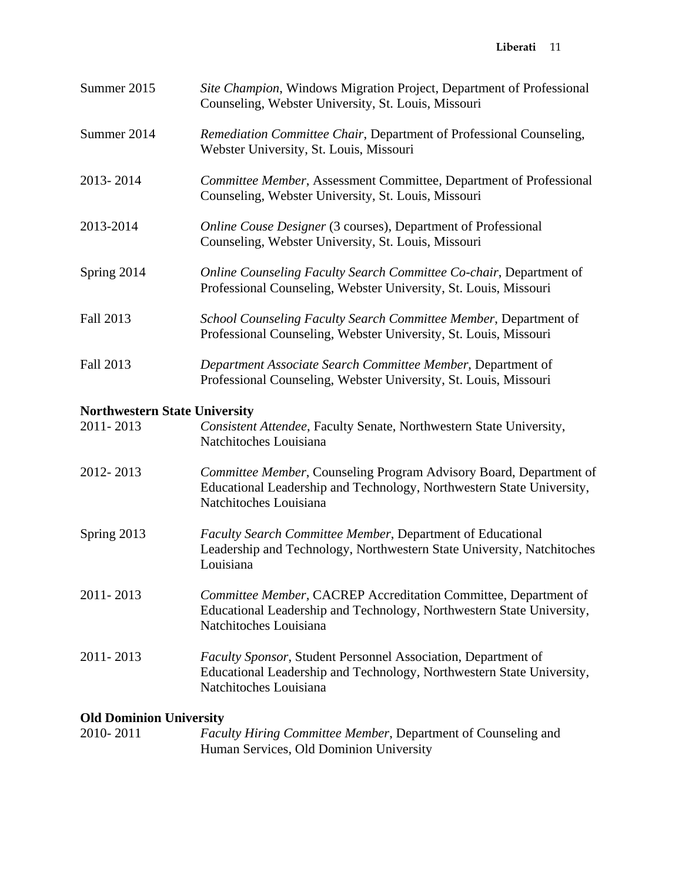Summer 2015 — *Site Champion*, Windows Migration Project, Department of Professional Counseling, Webster University, St. Louis, Missouri

Summer 2014 — *Remediation Committee Chair*, Department of Professional Counseling, Webster University, St. Louis, Missouri

2013- 2014 — *Committee Member*, Assessment Committee, Department of Professional Counseling, Webster University, St. Louis, Missouri

2013-2014 — *Online Couse Designer* (3 courses), Department of Professional Counseling, Webster University, St. Louis, Missouri

Spring 2014 — *Online Counseling Faculty Search Committee Co-chair*, Department of Professional Counseling, Webster University, St. Louis, Missouri

Fall 2013 — *School Counseling Faculty Search Committee Member*, Department of Professional Counseling, Webster University, St. Louis, Missouri

Fall 2013 — *Department Associate Search Committee Member*, Department of Professional Counseling, Webster University, St. Louis, Missouri

**Northwestern State University**

2011- 2013 — *Consistent Attendee*, Faculty Senate, Northwestern State University, Natchitoches Louisiana

2012- 2013 — *Committee Member*, Counseling Program Advisory Board, Department of Educational Leadership and Technology, Northwestern State University, Natchitoches Louisiana

Spring 2013 — *Faculty Search Committee Member*, Department of Educational Leadership and Technology, Northwestern State University, Natchitoches Louisiana

2011- 2013 — *Committee Member*, CACREP Accreditation Committee, Department of Educational Leadership and Technology, Northwestern State University, Natchitoches Louisiana

2011- 2013 — *Faculty Sponsor*, Student Personnel Association, Department of Educational Leadership and Technology, Northwestern State University, Natchitoches Louisiana

**Old Dominion University**

2010- 2011 — *Faculty Hiring Committee Member*, Department of Counseling and Human Services, Old Dominion University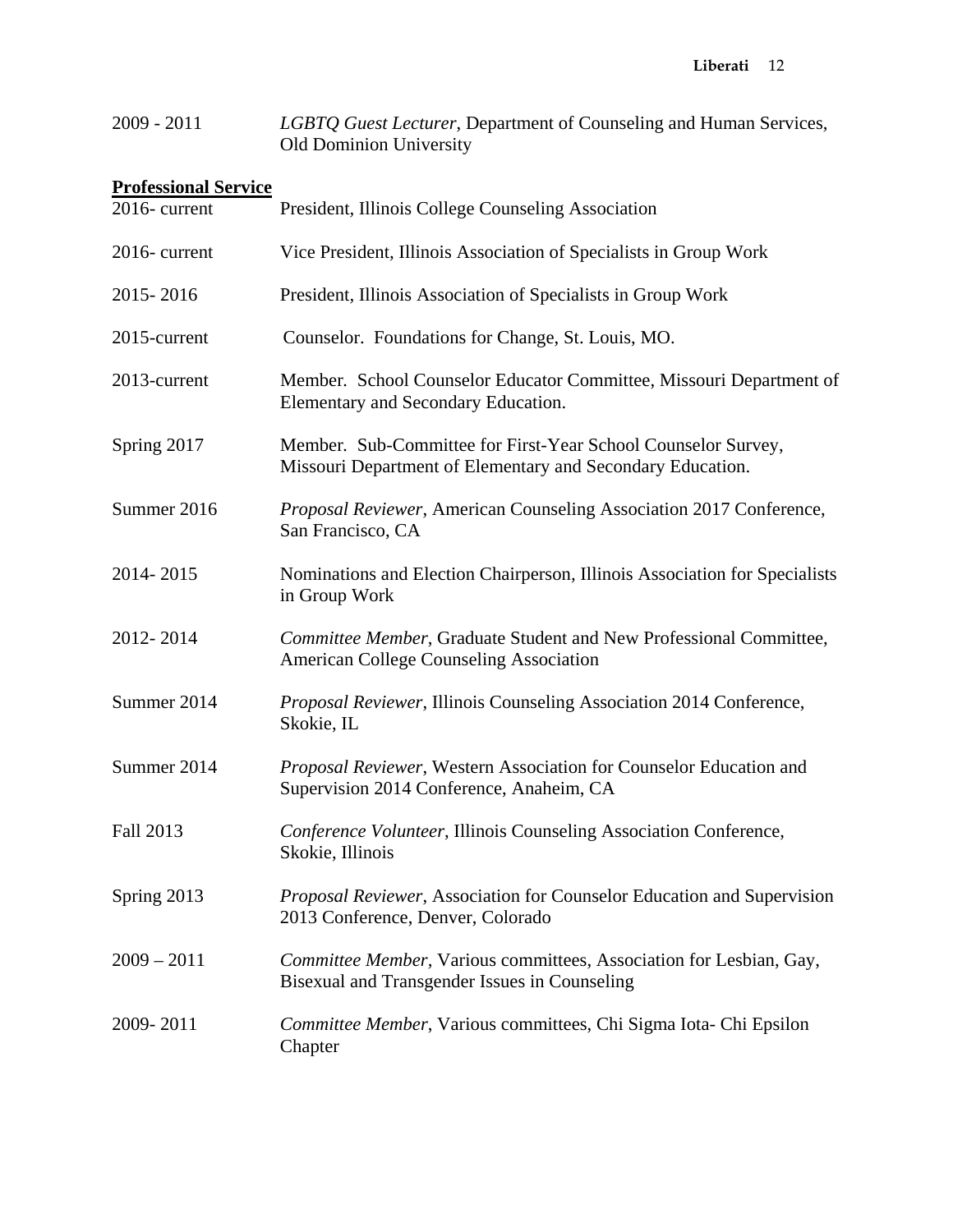2009 - 2011 *LGBTQ Guest Lecturer*, Department of Counseling and Human Services, Old Dominion University

**Professional Service**

2016- current President, Illinois College Counseling Association

2016- current Vice President, Illinois Association of Specialists in Group Work

2015- 2016 President, Illinois Association of Specialists in Group Work

2015-current Counselor. Foundations for Change, St. Louis, MO.

2013-current Member. School Counselor Educator Committee, Missouri Department of Elementary and Secondary Education.

Spring 2017 Member. Sub-Committee for First-Year School Counselor Survey, Missouri Department of Elementary and Secondary Education.

Summer 2016 *Proposal Reviewer*, American Counseling Association 2017 Conference, San Francisco, CA

2014- 2015 Nominations and Election Chairperson, Illinois Association for Specialists in Group Work

2012- 2014 *Committee Member*, Graduate Student and New Professional Committee, American College Counseling Association

Summer 2014 *Proposal Reviewer*, Illinois Counseling Association 2014 Conference, Skokie, IL

Summer 2014 *Proposal Reviewer*, Western Association for Counselor Education and Supervision 2014 Conference, Anaheim, CA

Fall 2013 *Conference Volunteer*, Illinois Counseling Association Conference, Skokie, Illinois

Spring 2013 *Proposal Reviewer*, Association for Counselor Education and Supervision 2013 Conference, Denver, Colorado

2009 – 2011 *Committee Member*, Various committees, Association for Lesbian, Gay, Bisexual and Transgender Issues in Counseling

2009- 2011 *Committee Member*, Various committees, Chi Sigma Iota- Chi Epsilon Chapter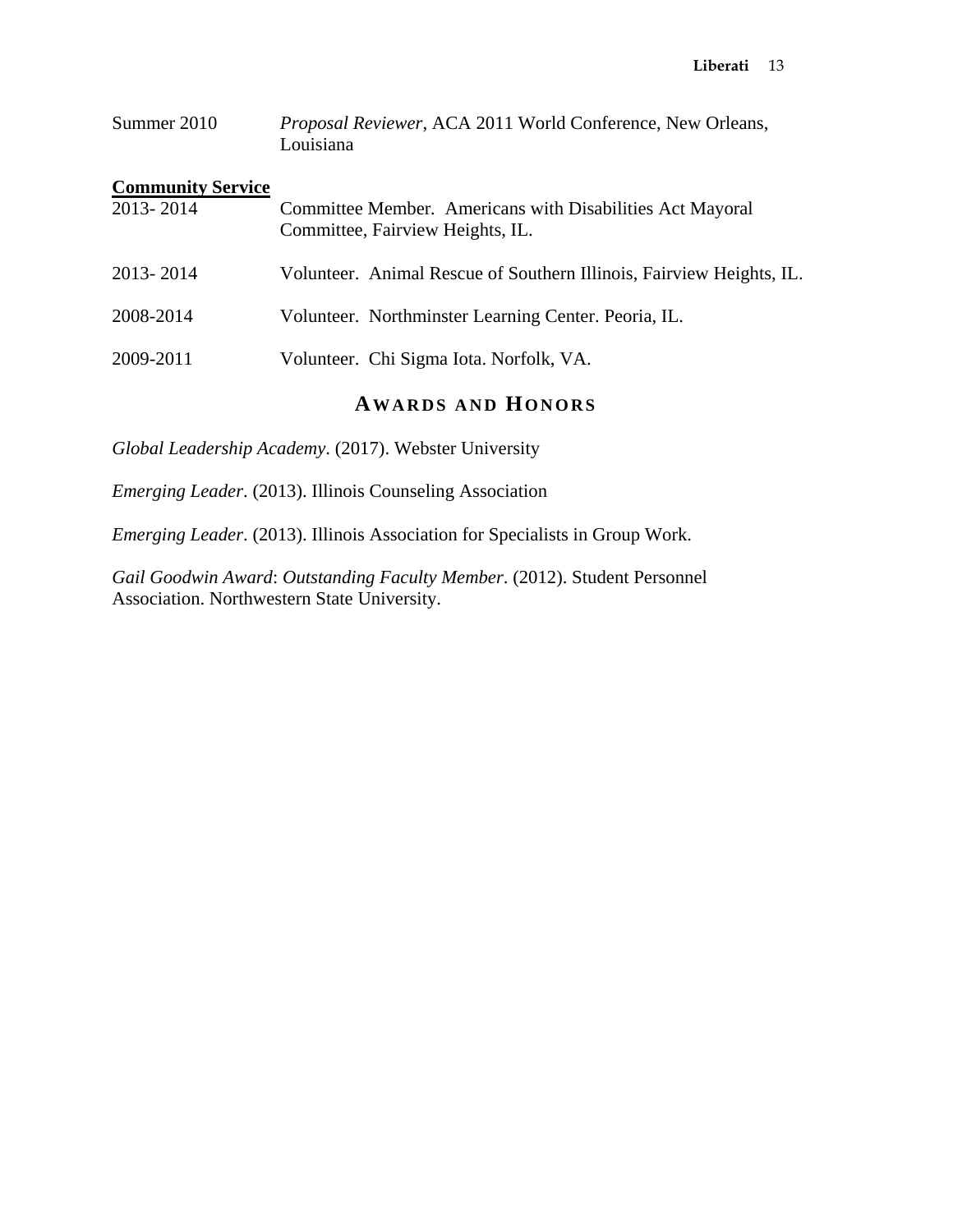Summer 2010 — *Proposal Reviewer*, ACA 2011 World Conference, New Orleans, Louisiana

**<u>Community Service</u>**

2013- 2014 — Committee Member. Americans with Disabilities Act Mayoral Committee, Fairview Heights, IL.

2013- 2014 — Volunteer. Animal Rescue of Southern Illinois, Fairview Heights, IL.

2008-2014 — Volunteer. Northminster Learning Center. Peoria, IL.

2009-2011 — Volunteer. Chi Sigma Iota. Norfolk, VA.

## AWARDS AND HONORS

*Global Leadership Academy*. (2017). Webster University

*Emerging Leader*. (2013). Illinois Counseling Association

*Emerging Leader*. (2013). Illinois Association for Specialists in Group Work.

*Gail Goodwin Award*: *Outstanding Faculty Member*. (2012). Student Personnel Association. Northwestern State University.